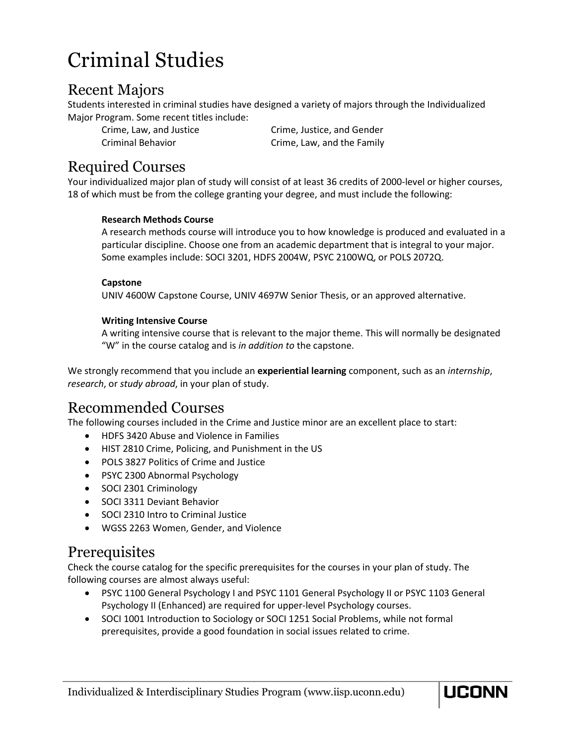# Criminal Studies

## Recent Majors

Students interested in criminal studies have designed a variety of majors through the Individualized Major Program. Some recent titles include:

- Crime, Law, and Justice
- Crime, Justice, and Gender
- Criminal Behavior
- Crime, Law, and the Family

## Required Courses

Your individualized major plan of study will consist of at least 36 credits of 2000-level or higher courses, 18 of which must be from the college granting your degree, and must include the following:

**Research Methods Course**

A research methods course will introduce you to how knowledge is produced and evaluated in a particular discipline. Choose one from an academic department that is integral to your major. Some examples include: SOCI 3201, HDFS 2004W, PSYC 2100WQ, or POLS 2072Q.

**Capstone**

UNIV 4600W Capstone Course, UNIV 4697W Senior Thesis, or an approved alternative.

**Writing Intensive Course**

A writing intensive course that is relevant to the major theme. This will normally be designated "W" in the course catalog and is *in addition to* the capstone.

We strongly recommend that you include an **experiential learning** component, such as an *internship*, *research*, or *study abroad*, in your plan of study.

## Recommended Courses

The following courses included in the Crime and Justice minor are an excellent place to start:

- HDFS 3420 Abuse and Violence in Families
- HIST 2810 Crime, Policing, and Punishment in the US
- POLS 3827 Politics of Crime and Justice
- PSYC 2300 Abnormal Psychology
- SOCI 2301 Criminology
- SOCI 3311 Deviant Behavior
- SOCI 2310 Intro to Criminal Justice
- WGSS 2263 Women, Gender, and Violence

## Prerequisites

Check the course catalog for the specific prerequisites for the courses in your plan of study. The following courses are almost always useful:

- PSYC 1100 General Psychology I and PSYC 1101 General Psychology II or PSYC 1103 General Psychology II (Enhanced) are required for upper-level Psychology courses.
- SOCI 1001 Introduction to Sociology or SOCI 1251 Social Problems, while not formal prerequisites, provide a good foundation in social issues related to crime.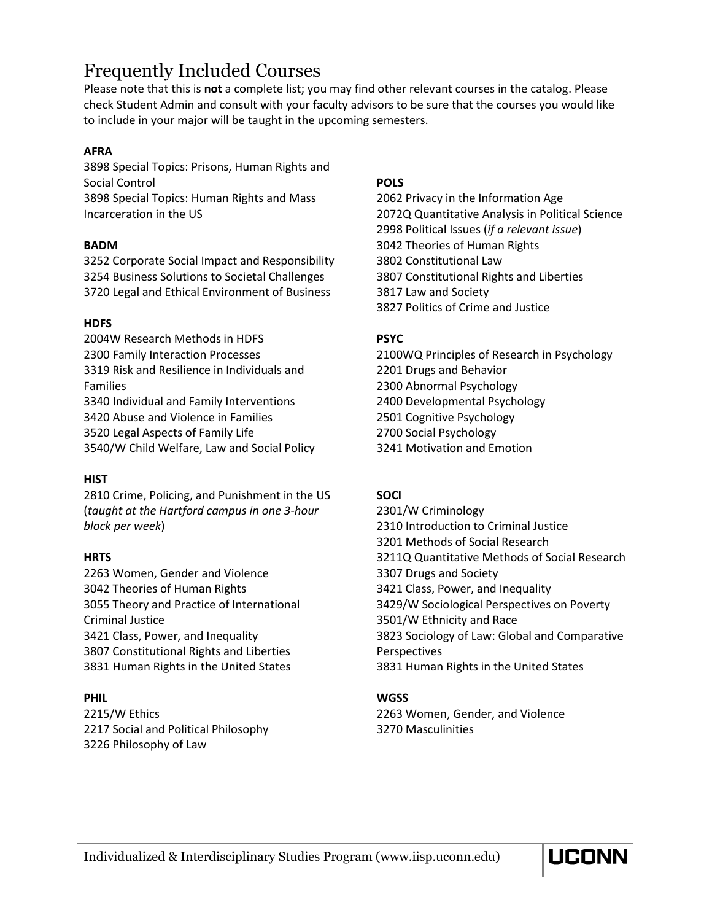# Frequently Included Courses

Please note that this is **not** a complete list; you may find other relevant courses in the catalog. Please check Student Admin and consult with your faculty advisors to be sure that the courses you would like to include in your major will be taught in the upcoming semesters.

**AFRA**

3898 Special Topics: Prisons, Human Rights and Social Control
3898 Special Topics: Human Rights and Mass Incarceration in the US

**BADM**

3252 Corporate Social Impact and Responsibility
3254 Business Solutions to Societal Challenges
3720 Legal and Ethical Environment of Business

**HDFS**

2004W Research Methods in HDFS
2300 Family Interaction Processes
3319 Risk and Resilience in Individuals and Families
3340 Individual and Family Interventions
3420 Abuse and Violence in Families
3520 Legal Aspects of Family Life
3540/W Child Welfare, Law and Social Policy

**HIST**

2810 Crime, Policing, and Punishment in the US (*taught at the Hartford campus in one 3-hour block per week*)

**HRTS**

2263 Women, Gender and Violence
3042 Theories of Human Rights
3055 Theory and Practice of International Criminal Justice
3421 Class, Power, and Inequality
3807 Constitutional Rights and Liberties
3831 Human Rights in the United States

**PHIL**

2215/W Ethics
2217 Social and Political Philosophy
3226 Philosophy of Law

**POLS**

2062 Privacy in the Information Age
2072Q Quantitative Analysis in Political Science
2998 Political Issues (*if a relevant issue*)
3042 Theories of Human Rights
3802 Constitutional Law
3807 Constitutional Rights and Liberties
3817 Law and Society
3827 Politics of Crime and Justice

**PSYC**

2100WQ Principles of Research in Psychology
2201 Drugs and Behavior
2300 Abnormal Psychology
2400 Developmental Psychology
2501 Cognitive Psychology
2700 Social Psychology
3241 Motivation and Emotion

**SOCI**

2301/W Criminology
2310 Introduction to Criminal Justice
3201 Methods of Social Research
3211Q Quantitative Methods of Social Research
3307 Drugs and Society
3421 Class, Power, and Inequality
3429/W Sociological Perspectives on Poverty
3501/W Ethnicity and Race
3823 Sociology of Law: Global and Comparative Perspectives
3831 Human Rights in the United States

**WGSS**

2263 Women, Gender, and Violence
3270 Masculinities